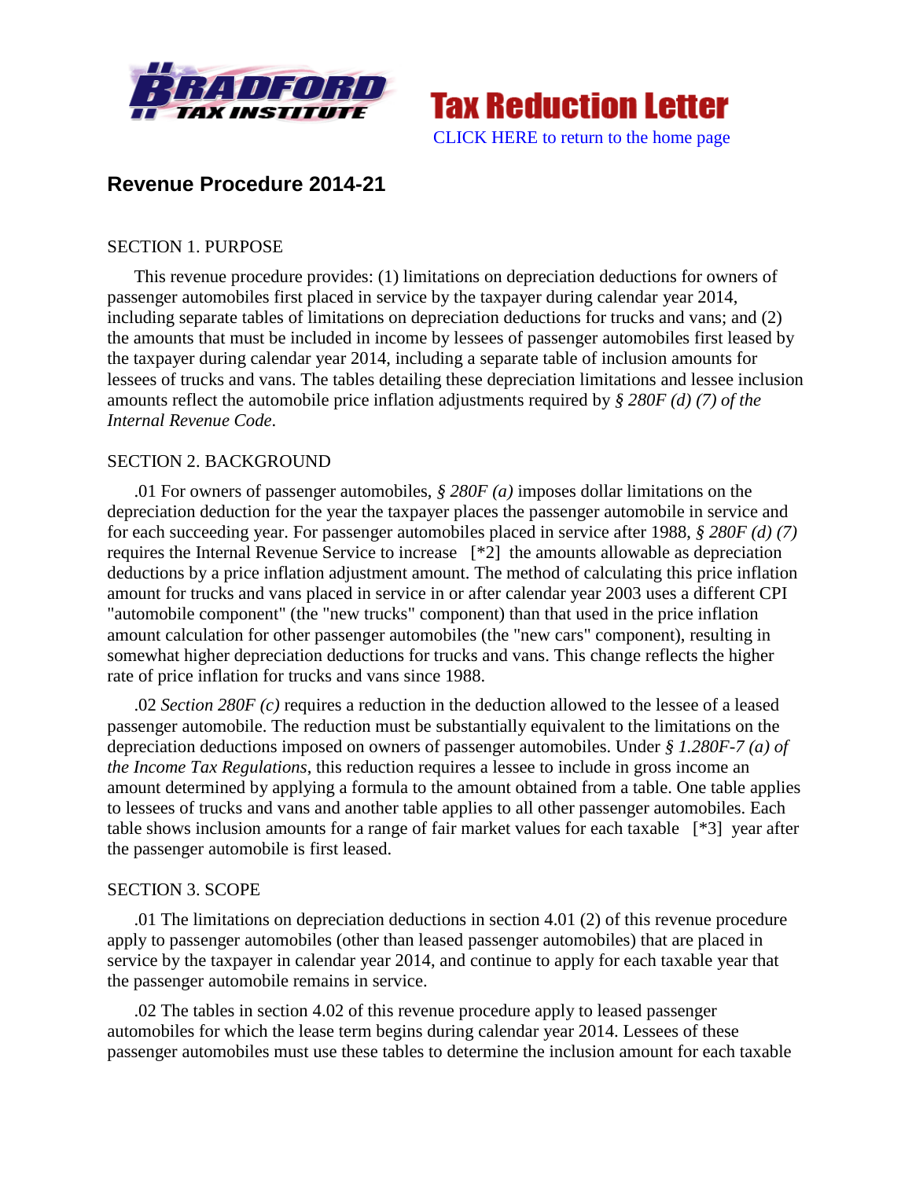Tax Reduction Letter

CLICK HERE to return to the home page

## Revenue Procedure 2014-21

SECTION 1. PURPOSE

This revenue procedure provides: (1) limitations on depreciation deductions for owners of passenger automobiles first placed in service by the taxpayer during calendar year 2014, including separate tables of limitations on depreciation deductions for trucks and vans; and (2) the amounts that must be included in income by lessees of passenger automobiles first leased by the taxpayer during calendar year 2014, including a separate table of inclusion amounts for lessees of trucks and vans. The tables detailing these depreciation limitations and lessee inclusion amounts reflect the automobile price inflation adjustments required by *§ 280F (d) (7) of the Internal Revenue Code*.

SECTION 2. BACKGROUND

.01 For owners of passenger automobiles, *§ 280F (a)* imposes dollar limitations on the depreciation deduction for the year the taxpayer places the passenger automobile in service and for each succeeding year. For passenger automobiles placed in service after 1988, *§ 280F (d) (7)* requires the Internal Revenue Service to increase [*2] the amounts allowable as depreciation deductions by a price inflation adjustment amount. The method of calculating this price inflation amount for trucks and vans placed in service in or after calendar year 2003 uses a different CPI "automobile component" (the "new trucks" component) than that used in the price inflation amount calculation for other passenger automobiles (the "new cars" component), resulting in somewhat higher depreciation deductions for trucks and vans. This change reflects the higher rate of price inflation for trucks and vans since 1988.

.02 *Section 280F (c)* requires a reduction in the deduction allowed to the lessee of a leased passenger automobile. The reduction must be substantially equivalent to the limitations on the depreciation deductions imposed on owners of passenger automobiles. Under *§ 1.280F-7 (a) of the Income Tax Regulations*, this reduction requires a lessee to include in gross income an amount determined by applying a formula to the amount obtained from a table. One table applies to lessees of trucks and vans and another table applies to all other passenger automobiles. Each table shows inclusion amounts for a range of fair market values for each taxable [*3] year after the passenger automobile is first leased.

SECTION 3. SCOPE

.01 The limitations on depreciation deductions in section 4.01 (2) of this revenue procedure apply to passenger automobiles (other than leased passenger automobiles) that are placed in service by the taxpayer in calendar year 2014, and continue to apply for each taxable year that the passenger automobile remains in service.

.02 The tables in section 4.02 of this revenue procedure apply to leased passenger automobiles for which the lease term begins during calendar year 2014. Lessees of these passenger automobiles must use these tables to determine the inclusion amount for each taxable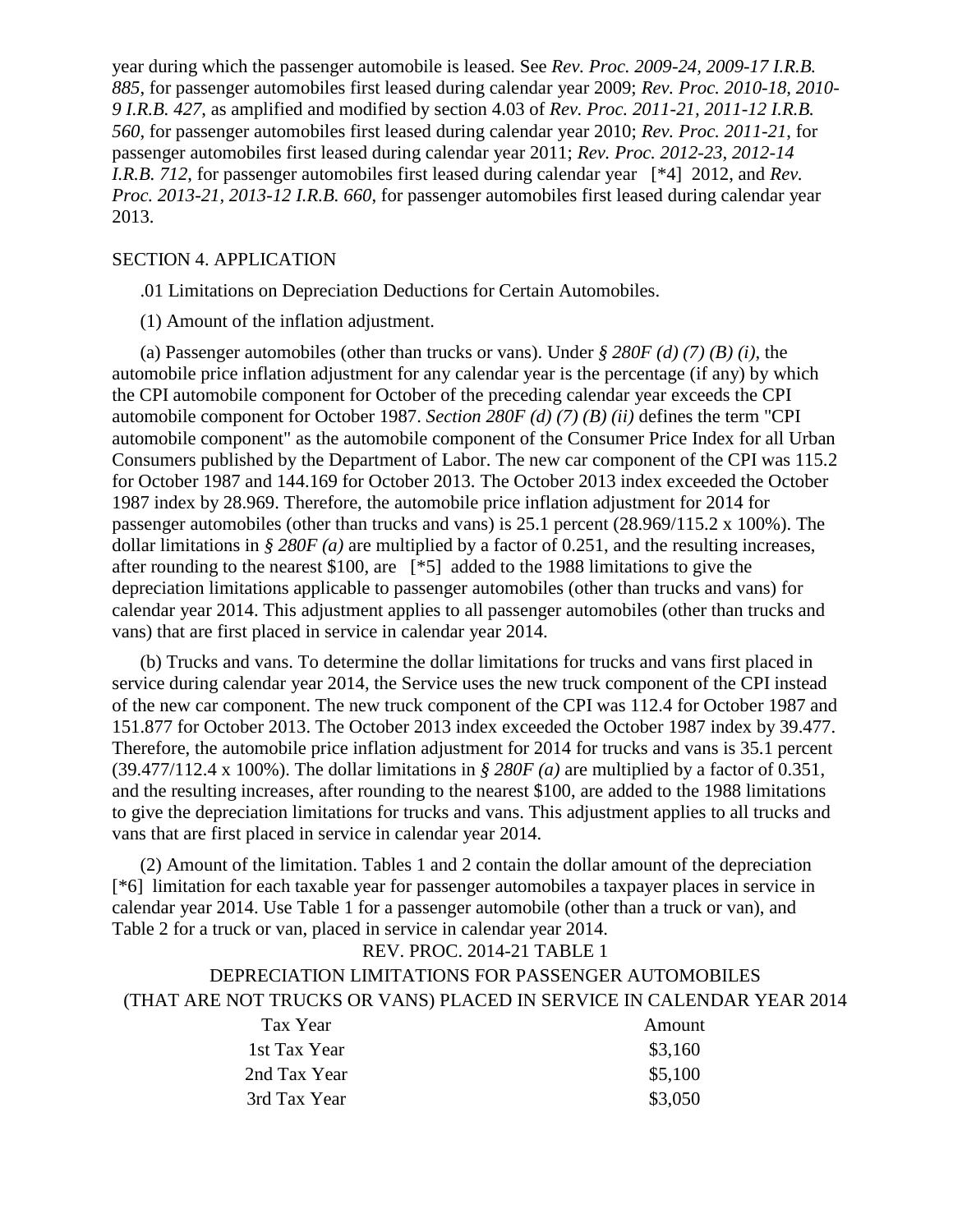year during which the passenger automobile is leased. See *Rev. Proc. 2009-24, 2009-17 I.R.B. 885*, for passenger automobiles first leased during calendar year 2009; *Rev. Proc. 2010-18, 2010-9 I.R.B. 427*, as amplified and modified by section 4.03 of *Rev. Proc. 2011-21, 2011-12 I.R.B. 560*, for passenger automobiles first leased during calendar year 2010; *Rev. Proc. 2011-21*, for passenger automobiles first leased during calendar year 2011; *Rev. Proc. 2012-23, 2012-14 I.R.B. 712*, for passenger automobiles first leased during calendar year [*4] 2012, and *Rev. Proc. 2013-21, 2013-12 I.R.B. 660*, for passenger automobiles first leased during calendar year 2013.

SECTION 4. APPLICATION

.01 Limitations on Depreciation Deductions for Certain Automobiles.

(1) Amount of the inflation adjustment.

(a) Passenger automobiles (other than trucks or vans). Under *§ 280F (d) (7) (B) (i)*, the automobile price inflation adjustment for any calendar year is the percentage (if any) by which the CPI automobile component for October of the preceding calendar year exceeds the CPI automobile component for October 1987. *Section 280F (d) (7) (B) (ii)* defines the term "CPI automobile component" as the automobile component of the Consumer Price Index for all Urban Consumers published by the Department of Labor. The new car component of the CPI was 115.2 for October 1987 and 144.169 for October 2013. The October 2013 index exceeded the October 1987 index by 28.969. Therefore, the automobile price inflation adjustment for 2014 for passenger automobiles (other than trucks and vans) is 25.1 percent (28.969/115.2 x 100%). The dollar limitations in *§ 280F (a)* are multiplied by a factor of 0.251, and the resulting increases, after rounding to the nearest $100, are [*5] added to the 1988 limitations to give the depreciation limitations applicable to passenger automobiles (other than trucks and vans) for calendar year 2014. This adjustment applies to all passenger automobiles (other than trucks and vans) that are first placed in service in calendar year 2014.

(b) Trucks and vans. To determine the dollar limitations for trucks and vans first placed in service during calendar year 2014, the Service uses the new truck component of the CPI instead of the new car component. The new truck component of the CPI was 112.4 for October 1987 and 151.877 for October 2013. The October 2013 index exceeded the October 1987 index by 39.477. Therefore, the automobile price inflation adjustment for 2014 for trucks and vans is 35.1 percent (39.477/112.4 x 100%). The dollar limitations in *§ 280F (a)* are multiplied by a factor of 0.351, and the resulting increases, after rounding to the nearest $100, are added to the 1988 limitations to give the depreciation limitations for trucks and vans. This adjustment applies to all trucks and vans that are first placed in service in calendar year 2014.

(2) Amount of the limitation. Tables 1 and 2 contain the dollar amount of the depreciation [*6] limitation for each taxable year for passenger automobiles a taxpayer places in service in calendar year 2014. Use Table 1 for a passenger automobile (other than a truck or van), and Table 2 for a truck or van, placed in service in calendar year 2014.

REV. PROC. 2014-21 TABLE 1

DEPRECIATION LIMITATIONS FOR PASSENGER AUTOMOBILES (THAT ARE NOT TRUCKS OR VANS) PLACED IN SERVICE IN CALENDAR YEAR 2014

| Tax Year | Amount |
|---|---|
| 1st Tax Year | $3,160 |
| 2nd Tax Year | $5,100 |
| 3rd Tax Year | $3,050 |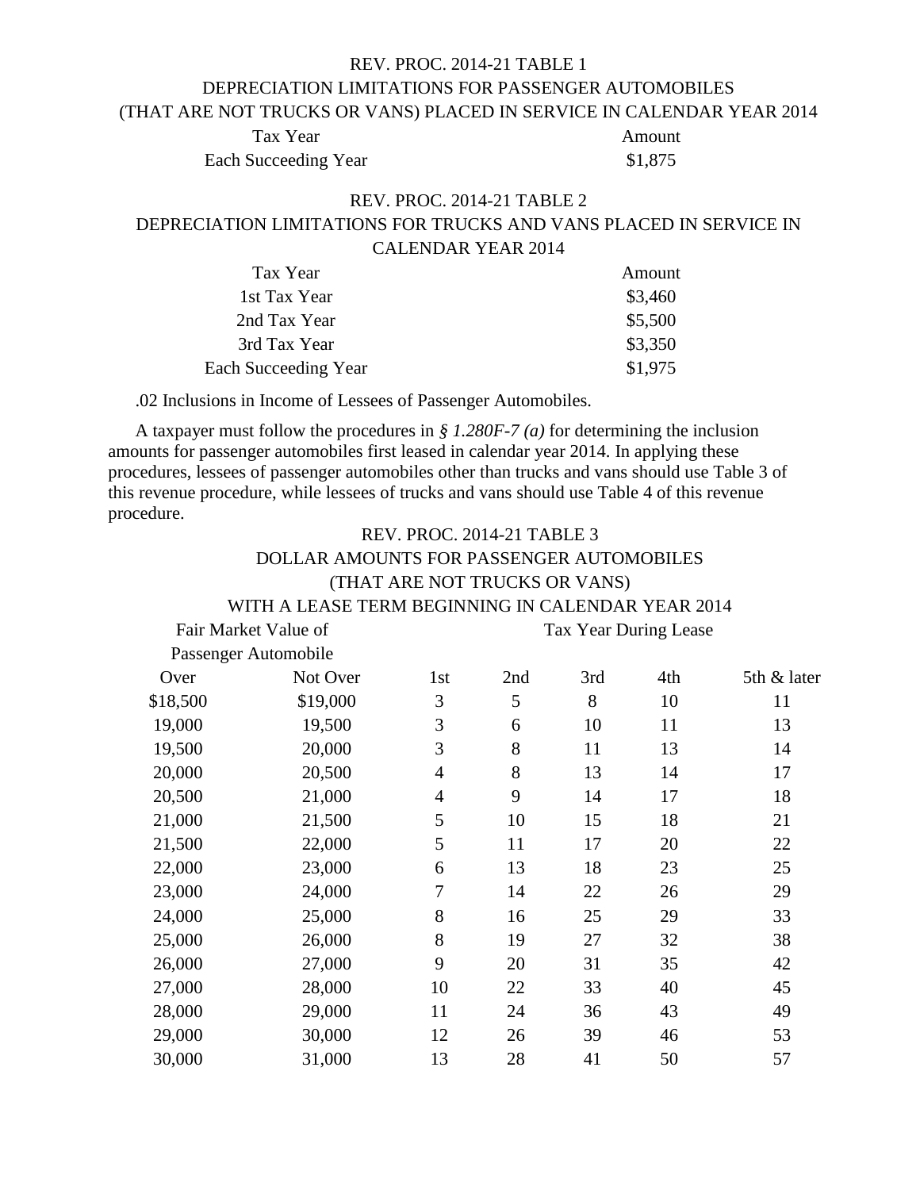REV. PROC. 2014-21 TABLE 1

DEPRECIATION LIMITATIONS FOR PASSENGER AUTOMOBILES
(THAT ARE NOT TRUCKS OR VANS) PLACED IN SERVICE IN CALENDAR YEAR 2014

| Tax Year | Amount |
| --- | --- |
| Each Succeeding Year | $1,875 |

REV. PROC. 2014-21 TABLE 2

DEPRECIATION LIMITATIONS FOR TRUCKS AND VANS PLACED IN SERVICE IN CALENDAR YEAR 2014

| Tax Year | Amount |
| --- | --- |
| 1st Tax Year | $3,460 |
| 2nd Tax Year | $5,500 |
| 3rd Tax Year | $3,350 |
| Each Succeeding Year | $1,975 |

.02 Inclusions in Income of Lessees of Passenger Automobiles.

A taxpayer must follow the procedures in *§ 1.280F-7 (a)* for determining the inclusion amounts for passenger automobiles first leased in calendar year 2014. In applying these procedures, lessees of passenger automobiles other than trucks and vans should use Table 3 of this revenue procedure, while lessees of trucks and vans should use Table 4 of this revenue procedure.

REV. PROC. 2014-21 TABLE 3

DOLLAR AMOUNTS FOR PASSENGER AUTOMOBILES
(THAT ARE NOT TRUCKS OR VANS)
WITH A LEASE TERM BEGINNING IN CALENDAR YEAR 2014

| Fair Market Value of Passenger Automobile | | Tax Year During Lease | | | | |
| --- | --- | --- | --- | --- | --- | --- |
| Over | Not Over | 1st | 2nd | 3rd | 4th | 5th & later |
| $18,500 | $19,000 | 3 | 5 | 8 | 10 | 11 |
| 19,000 | 19,500 | 3 | 6 | 10 | 11 | 13 |
| 19,500 | 20,000 | 3 | 8 | 11 | 13 | 14 |
| 20,000 | 20,500 | 4 | 8 | 13 | 14 | 17 |
| 20,500 | 21,000 | 4 | 9 | 14 | 17 | 18 |
| 21,000 | 21,500 | 5 | 10 | 15 | 18 | 21 |
| 21,500 | 22,000 | 5 | 11 | 17 | 20 | 22 |
| 22,000 | 23,000 | 6 | 13 | 18 | 23 | 25 |
| 23,000 | 24,000 | 7 | 14 | 22 | 26 | 29 |
| 24,000 | 25,000 | 8 | 16 | 25 | 29 | 33 |
| 25,000 | 26,000 | 8 | 19 | 27 | 32 | 38 |
| 26,000 | 27,000 | 9 | 20 | 31 | 35 | 42 |
| 27,000 | 28,000 | 10 | 22 | 33 | 40 | 45 |
| 28,000 | 29,000 | 11 | 24 | 36 | 43 | 49 |
| 29,000 | 30,000 | 12 | 26 | 39 | 46 | 53 |
| 30,000 | 31,000 | 13 | 28 | 41 | 50 | 57 |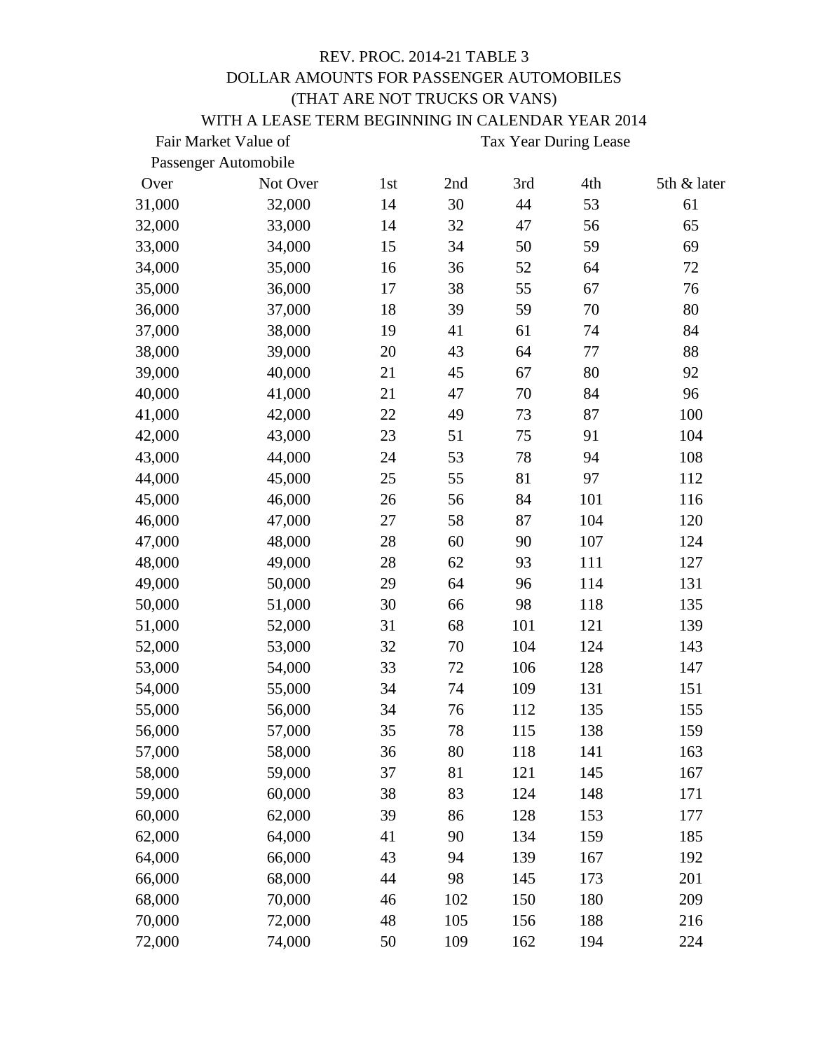REV. PROC. 2014-21 TABLE 3
DOLLAR AMOUNTS FOR PASSENGER AUTOMOBILES
(THAT ARE NOT TRUCKS OR VANS)
WITH A LEASE TERM BEGINNING IN CALENDAR YEAR 2014

| Fair Market Value of Passenger Automobile | | Tax Year During Lease | | | | |
|---|---|---|---|---|---|---|
| Over | Not Over | 1st | 2nd | 3rd | 4th | 5th & later |
| 31,000 | 32,000 | 14 | 30 | 44 | 53 | 61 |
| 32,000 | 33,000 | 14 | 32 | 47 | 56 | 65 |
| 33,000 | 34,000 | 15 | 34 | 50 | 59 | 69 |
| 34,000 | 35,000 | 16 | 36 | 52 | 64 | 72 |
| 35,000 | 36,000 | 17 | 38 | 55 | 67 | 76 |
| 36,000 | 37,000 | 18 | 39 | 59 | 70 | 80 |
| 37,000 | 38,000 | 19 | 41 | 61 | 74 | 84 |
| 38,000 | 39,000 | 20 | 43 | 64 | 77 | 88 |
| 39,000 | 40,000 | 21 | 45 | 67 | 80 | 92 |
| 40,000 | 41,000 | 21 | 47 | 70 | 84 | 96 |
| 41,000 | 42,000 | 22 | 49 | 73 | 87 | 100 |
| 42,000 | 43,000 | 23 | 51 | 75 | 91 | 104 |
| 43,000 | 44,000 | 24 | 53 | 78 | 94 | 108 |
| 44,000 | 45,000 | 25 | 55 | 81 | 97 | 112 |
| 45,000 | 46,000 | 26 | 56 | 84 | 101 | 116 |
| 46,000 | 47,000 | 27 | 58 | 87 | 104 | 120 |
| 47,000 | 48,000 | 28 | 60 | 90 | 107 | 124 |
| 48,000 | 49,000 | 28 | 62 | 93 | 111 | 127 |
| 49,000 | 50,000 | 29 | 64 | 96 | 114 | 131 |
| 50,000 | 51,000 | 30 | 66 | 98 | 118 | 135 |
| 51,000 | 52,000 | 31 | 68 | 101 | 121 | 139 |
| 52,000 | 53,000 | 32 | 70 | 104 | 124 | 143 |
| 53,000 | 54,000 | 33 | 72 | 106 | 128 | 147 |
| 54,000 | 55,000 | 34 | 74 | 109 | 131 | 151 |
| 55,000 | 56,000 | 34 | 76 | 112 | 135 | 155 |
| 56,000 | 57,000 | 35 | 78 | 115 | 138 | 159 |
| 57,000 | 58,000 | 36 | 80 | 118 | 141 | 163 |
| 58,000 | 59,000 | 37 | 81 | 121 | 145 | 167 |
| 59,000 | 60,000 | 38 | 83 | 124 | 148 | 171 |
| 60,000 | 62,000 | 39 | 86 | 128 | 153 | 177 |
| 62,000 | 64,000 | 41 | 90 | 134 | 159 | 185 |
| 64,000 | 66,000 | 43 | 94 | 139 | 167 | 192 |
| 66,000 | 68,000 | 44 | 98 | 145 | 173 | 201 |
| 68,000 | 70,000 | 46 | 102 | 150 | 180 | 209 |
| 70,000 | 72,000 | 48 | 105 | 156 | 188 | 216 |
| 72,000 | 74,000 | 50 | 109 | 162 | 194 | 224 |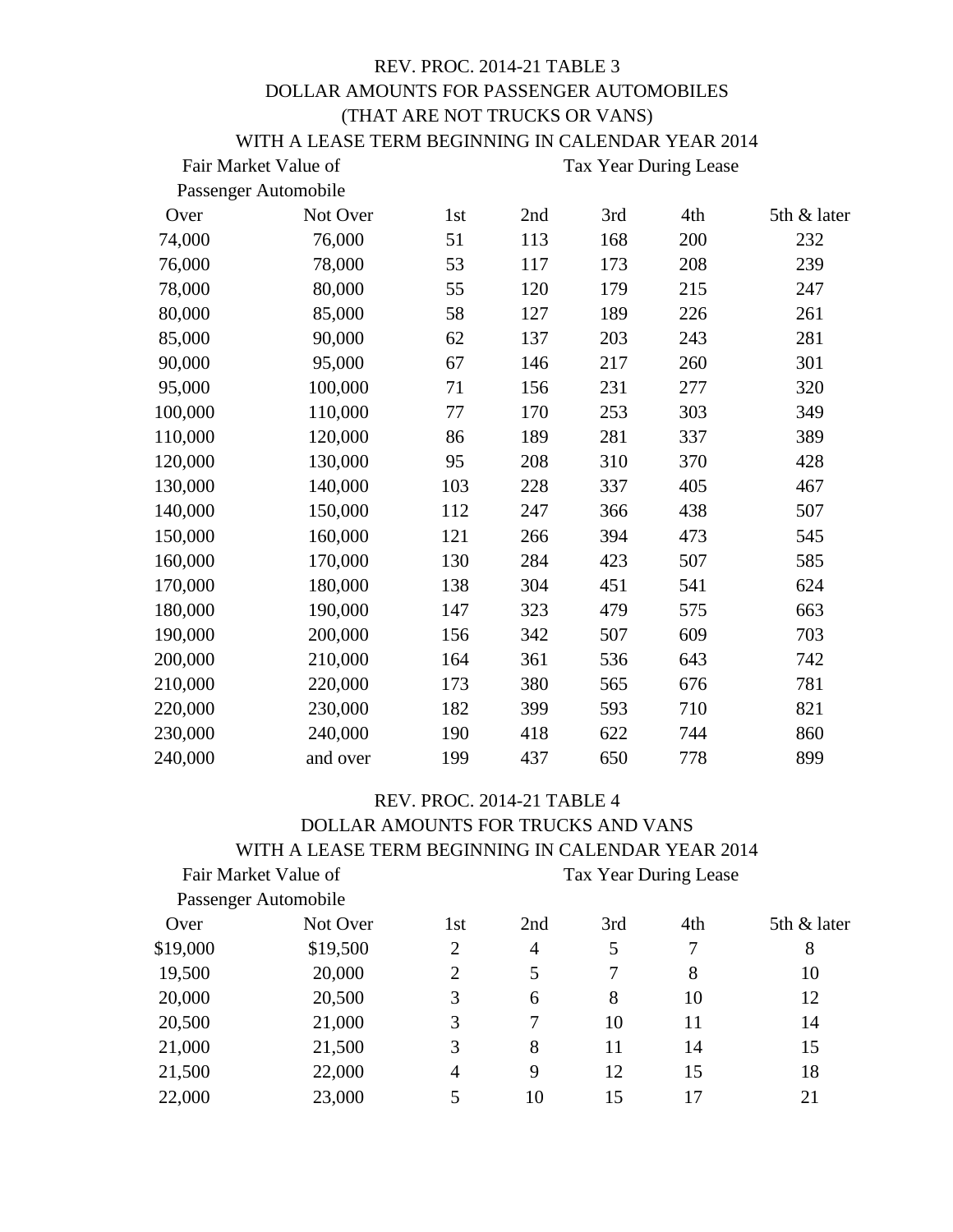REV. PROC. 2014-21 TABLE 3
DOLLAR AMOUNTS FOR PASSENGER AUTOMOBILES
(THAT ARE NOT TRUCKS OR VANS)
WITH A LEASE TERM BEGINNING IN CALENDAR YEAR 2014

| Fair Market Value of Passenger Automobile | | Tax Year During Lease | | | | |
|---|---|---|---|---|---|---|
| Over | Not Over | 1st | 2nd | 3rd | 4th | 5th & later |
| 74,000 | 76,000 | 51 | 113 | 168 | 200 | 232 |
| 76,000 | 78,000 | 53 | 117 | 173 | 208 | 239 |
| 78,000 | 80,000 | 55 | 120 | 179 | 215 | 247 |
| 80,000 | 85,000 | 58 | 127 | 189 | 226 | 261 |
| 85,000 | 90,000 | 62 | 137 | 203 | 243 | 281 |
| 90,000 | 95,000 | 67 | 146 | 217 | 260 | 301 |
| 95,000 | 100,000 | 71 | 156 | 231 | 277 | 320 |
| 100,000 | 110,000 | 77 | 170 | 253 | 303 | 349 |
| 110,000 | 120,000 | 86 | 189 | 281 | 337 | 389 |
| 120,000 | 130,000 | 95 | 208 | 310 | 370 | 428 |
| 130,000 | 140,000 | 103 | 228 | 337 | 405 | 467 |
| 140,000 | 150,000 | 112 | 247 | 366 | 438 | 507 |
| 150,000 | 160,000 | 121 | 266 | 394 | 473 | 545 |
| 160,000 | 170,000 | 130 | 284 | 423 | 507 | 585 |
| 170,000 | 180,000 | 138 | 304 | 451 | 541 | 624 |
| 180,000 | 190,000 | 147 | 323 | 479 | 575 | 663 |
| 190,000 | 200,000 | 156 | 342 | 507 | 609 | 703 |
| 200,000 | 210,000 | 164 | 361 | 536 | 643 | 742 |
| 210,000 | 220,000 | 173 | 380 | 565 | 676 | 781 |
| 220,000 | 230,000 | 182 | 399 | 593 | 710 | 821 |
| 230,000 | 240,000 | 190 | 418 | 622 | 744 | 860 |
| 240,000 | and over | 199 | 437 | 650 | 778 | 899 |

REV. PROC. 2014-21 TABLE 4
DOLLAR AMOUNTS FOR TRUCKS AND VANS
WITH A LEASE TERM BEGINNING IN CALENDAR YEAR 2014

| Fair Market Value of Passenger Automobile | | Tax Year During Lease | | | | |
|---|---|---|---|---|---|---|
| Over | Not Over | 1st | 2nd | 3rd | 4th | 5th & later |
| $19,000 | $19,500 | 2 | 4 | 5 | 7 | 8 |
| 19,500 | 20,000 | 2 | 5 | 7 | 8 | 10 |
| 20,000 | 20,500 | 3 | 6 | 8 | 10 | 12 |
| 20,500 | 21,000 | 3 | 7 | 10 | 11 | 14 |
| 21,000 | 21,500 | 3 | 8 | 11 | 14 | 15 |
| 21,500 | 22,000 | 4 | 9 | 12 | 15 | 18 |
| 22,000 | 23,000 | 5 | 10 | 15 | 17 | 21 |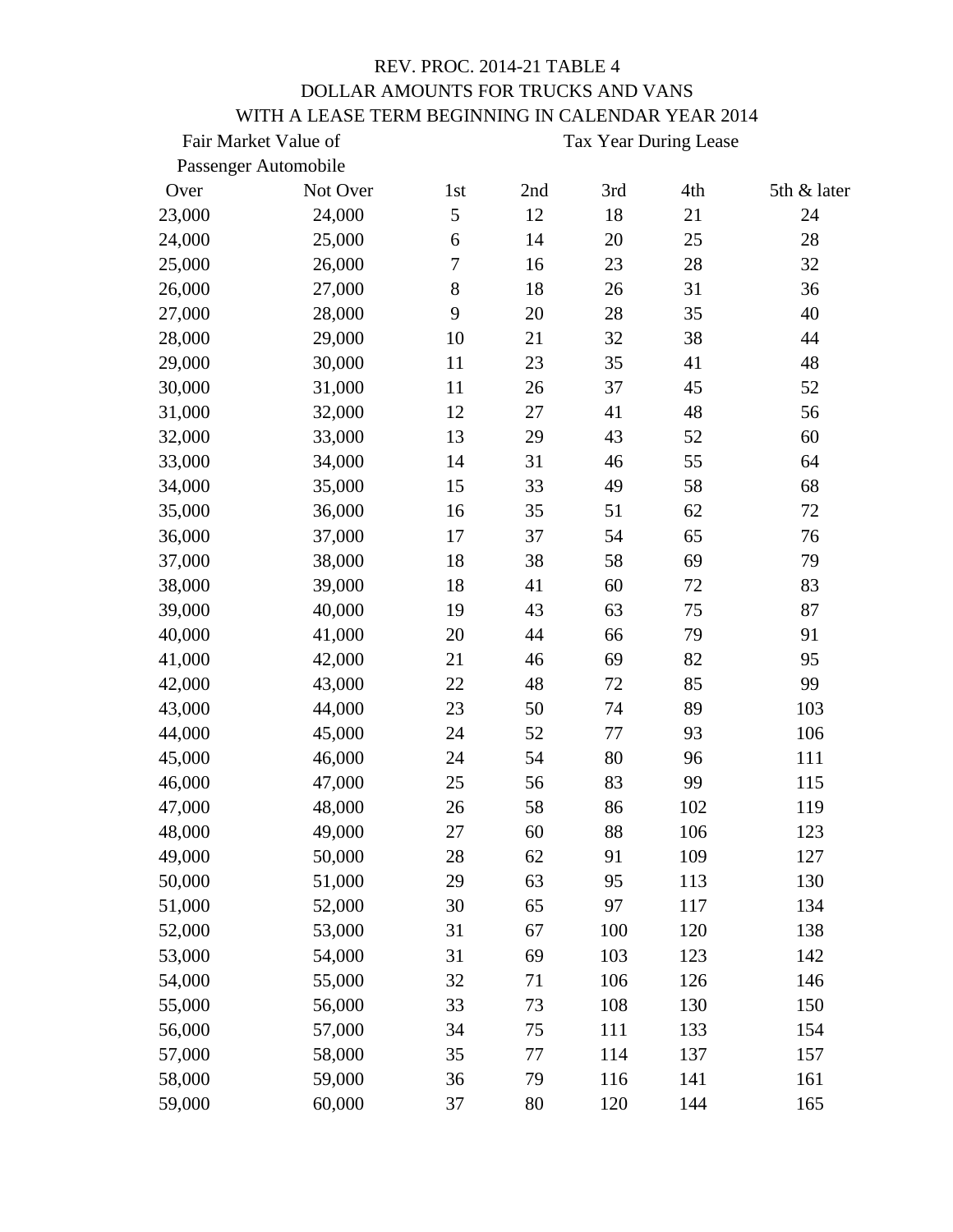# REV. PROC. 2014-21 TABLE 4
## DOLLAR AMOUNTS FOR TRUCKS AND VANS
## WITH A LEASE TERM BEGINNING IN CALENDAR YEAR 2014

| Fair Market Value of Passenger Automobile | | Tax Year During Lease | | | | |
|---|---|---|---|---|---|---|
| Over | Not Over | 1st | 2nd | 3rd | 4th | 5th & later |
| 23,000 | 24,000 | 5 | 12 | 18 | 21 | 24 |
| 24,000 | 25,000 | 6 | 14 | 20 | 25 | 28 |
| 25,000 | 26,000 | 7 | 16 | 23 | 28 | 32 |
| 26,000 | 27,000 | 8 | 18 | 26 | 31 | 36 |
| 27,000 | 28,000 | 9 | 20 | 28 | 35 | 40 |
| 28,000 | 29,000 | 10 | 21 | 32 | 38 | 44 |
| 29,000 | 30,000 | 11 | 23 | 35 | 41 | 48 |
| 30,000 | 31,000 | 11 | 26 | 37 | 45 | 52 |
| 31,000 | 32,000 | 12 | 27 | 41 | 48 | 56 |
| 32,000 | 33,000 | 13 | 29 | 43 | 52 | 60 |
| 33,000 | 34,000 | 14 | 31 | 46 | 55 | 64 |
| 34,000 | 35,000 | 15 | 33 | 49 | 58 | 68 |
| 35,000 | 36,000 | 16 | 35 | 51 | 62 | 72 |
| 36,000 | 37,000 | 17 | 37 | 54 | 65 | 76 |
| 37,000 | 38,000 | 18 | 38 | 58 | 69 | 79 |
| 38,000 | 39,000 | 18 | 41 | 60 | 72 | 83 |
| 39,000 | 40,000 | 19 | 43 | 63 | 75 | 87 |
| 40,000 | 41,000 | 20 | 44 | 66 | 79 | 91 |
| 41,000 | 42,000 | 21 | 46 | 69 | 82 | 95 |
| 42,000 | 43,000 | 22 | 48 | 72 | 85 | 99 |
| 43,000 | 44,000 | 23 | 50 | 74 | 89 | 103 |
| 44,000 | 45,000 | 24 | 52 | 77 | 93 | 106 |
| 45,000 | 46,000 | 24 | 54 | 80 | 96 | 111 |
| 46,000 | 47,000 | 25 | 56 | 83 | 99 | 115 |
| 47,000 | 48,000 | 26 | 58 | 86 | 102 | 119 |
| 48,000 | 49,000 | 27 | 60 | 88 | 106 | 123 |
| 49,000 | 50,000 | 28 | 62 | 91 | 109 | 127 |
| 50,000 | 51,000 | 29 | 63 | 95 | 113 | 130 |
| 51,000 | 52,000 | 30 | 65 | 97 | 117 | 134 |
| 52,000 | 53,000 | 31 | 67 | 100 | 120 | 138 |
| 53,000 | 54,000 | 31 | 69 | 103 | 123 | 142 |
| 54,000 | 55,000 | 32 | 71 | 106 | 126 | 146 |
| 55,000 | 56,000 | 33 | 73 | 108 | 130 | 150 |
| 56,000 | 57,000 | 34 | 75 | 111 | 133 | 154 |
| 57,000 | 58,000 | 35 | 77 | 114 | 137 | 157 |
| 58,000 | 59,000 | 36 | 79 | 116 | 141 | 161 |
| 59,000 | 60,000 | 37 | 80 | 120 | 144 | 165 |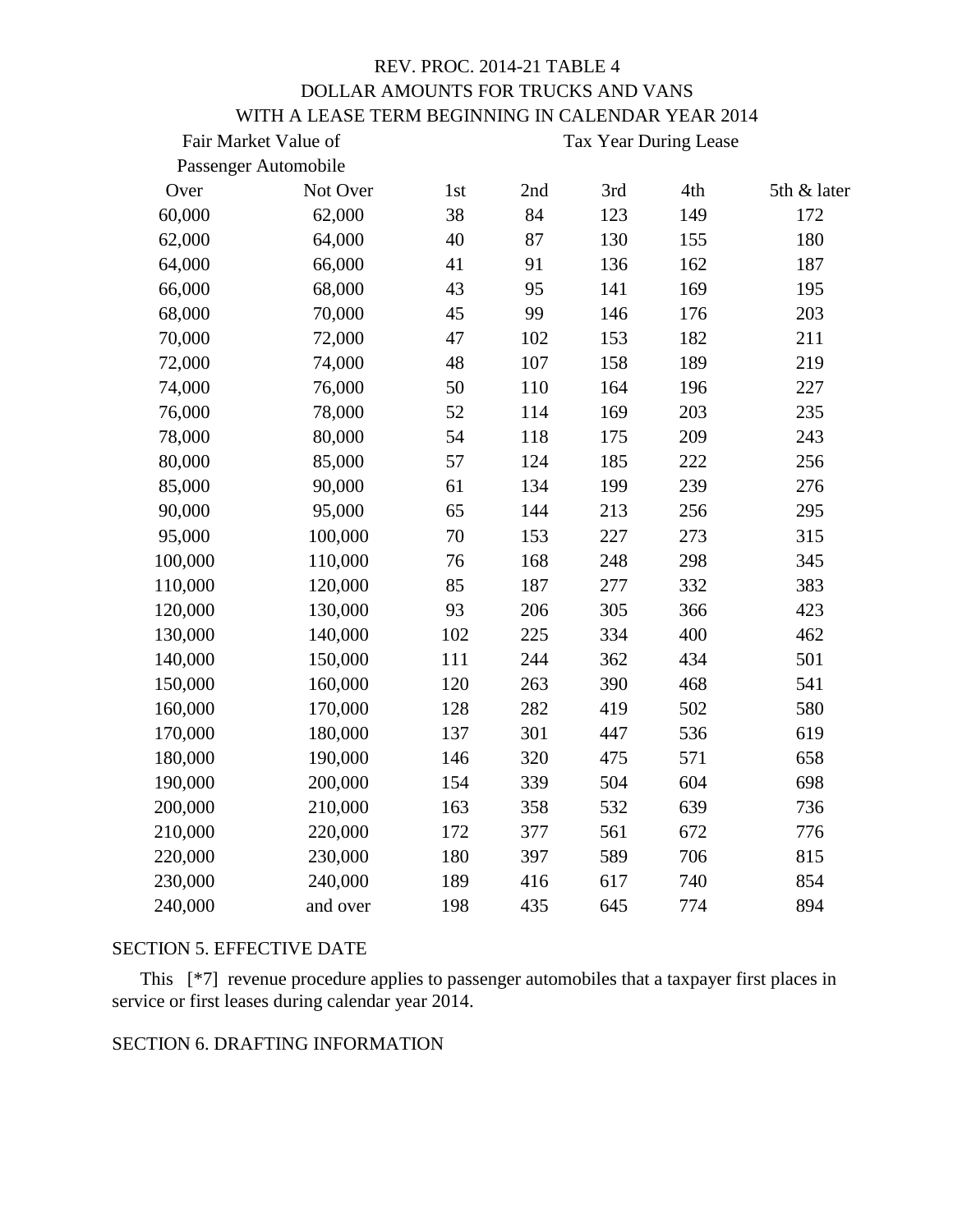REV. PROC. 2014-21 TABLE 4
DOLLAR AMOUNTS FOR TRUCKS AND VANS
WITH A LEASE TERM BEGINNING IN CALENDAR YEAR 2014

| Fair Market Value of Passenger Automobile | | Tax Year During Lease | | | | |
|---|---|---|---|---|---|---|
| Over | Not Over | 1st | 2nd | 3rd | 4th | 5th & later |
| 60,000 | 62,000 | 38 | 84 | 123 | 149 | 172 |
| 62,000 | 64,000 | 40 | 87 | 130 | 155 | 180 |
| 64,000 | 66,000 | 41 | 91 | 136 | 162 | 187 |
| 66,000 | 68,000 | 43 | 95 | 141 | 169 | 195 |
| 68,000 | 70,000 | 45 | 99 | 146 | 176 | 203 |
| 70,000 | 72,000 | 47 | 102 | 153 | 182 | 211 |
| 72,000 | 74,000 | 48 | 107 | 158 | 189 | 219 |
| 74,000 | 76,000 | 50 | 110 | 164 | 196 | 227 |
| 76,000 | 78,000 | 52 | 114 | 169 | 203 | 235 |
| 78,000 | 80,000 | 54 | 118 | 175 | 209 | 243 |
| 80,000 | 85,000 | 57 | 124 | 185 | 222 | 256 |
| 85,000 | 90,000 | 61 | 134 | 199 | 239 | 276 |
| 90,000 | 95,000 | 65 | 144 | 213 | 256 | 295 |
| 95,000 | 100,000 | 70 | 153 | 227 | 273 | 315 |
| 100,000 | 110,000 | 76 | 168 | 248 | 298 | 345 |
| 110,000 | 120,000 | 85 | 187 | 277 | 332 | 383 |
| 120,000 | 130,000 | 93 | 206 | 305 | 366 | 423 |
| 130,000 | 140,000 | 102 | 225 | 334 | 400 | 462 |
| 140,000 | 150,000 | 111 | 244 | 362 | 434 | 501 |
| 150,000 | 160,000 | 120 | 263 | 390 | 468 | 541 |
| 160,000 | 170,000 | 128 | 282 | 419 | 502 | 580 |
| 170,000 | 180,000 | 137 | 301 | 447 | 536 | 619 |
| 180,000 | 190,000 | 146 | 320 | 475 | 571 | 658 |
| 190,000 | 200,000 | 154 | 339 | 504 | 604 | 698 |
| 200,000 | 210,000 | 163 | 358 | 532 | 639 | 736 |
| 210,000 | 220,000 | 172 | 377 | 561 | 672 | 776 |
| 220,000 | 230,000 | 180 | 397 | 589 | 706 | 815 |
| 230,000 | 240,000 | 189 | 416 | 617 | 740 | 854 |
| 240,000 | and over | 198 | 435 | 645 | 774 | 894 |

SECTION 5. EFFECTIVE DATE

This [*7] revenue procedure applies to passenger automobiles that a taxpayer first places in service or first leases during calendar year 2014.

SECTION 6. DRAFTING INFORMATION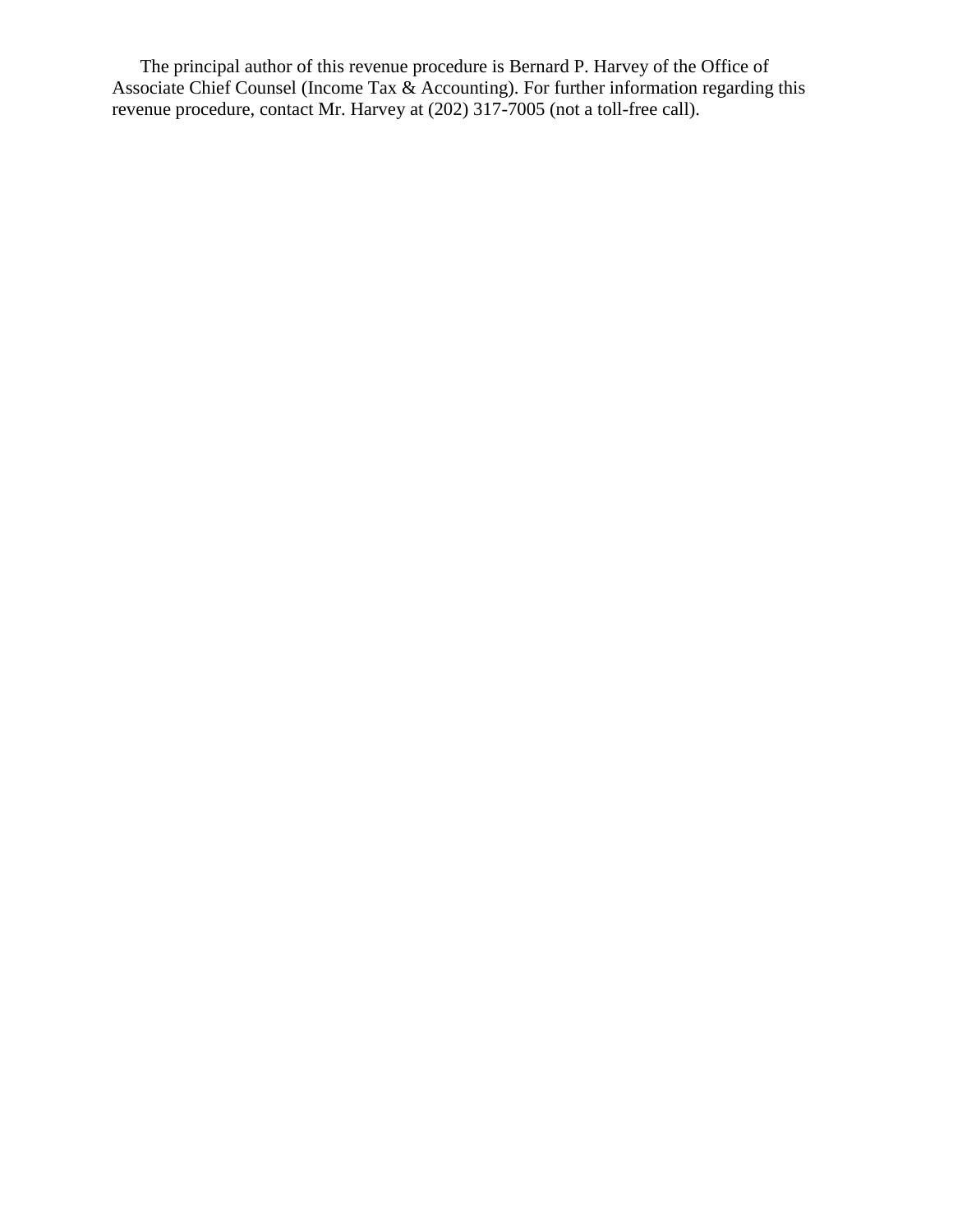The principal author of this revenue procedure is Bernard P. Harvey of the Office of Associate Chief Counsel (Income Tax & Accounting). For further information regarding this revenue procedure, contact Mr. Harvey at (202) 317-7005 (not a toll-free call).